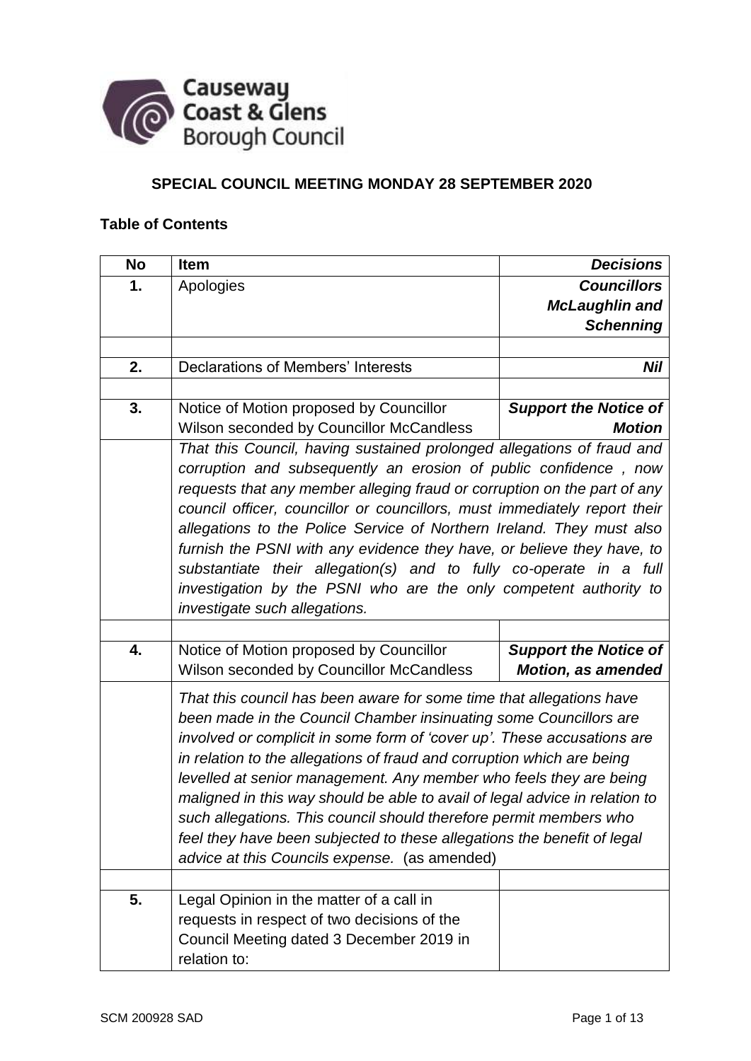Causeway Coast & Glens Borough Council

## SPECIAL COUNCIL MEETING MONDAY 28 SEPTEMBER 2020

### Table of Contents

| No | Item | *Decisions* |
|---|---|---|
| 1. | Apologies | ***Councillors McLaughlin and Schenning*** |
| | | |
| 2. | Declarations of Members' Interests | ***Nil*** |
| | | |
| 3. | Notice of Motion proposed by Councillor Wilson seconded by Councillor McCandless | ***Support the Notice of Motion*** |
| | *That this Council, having sustained prolonged allegations of fraud and corruption and subsequently an erosion of public confidence , now requests that any member alleging fraud or corruption on the part of any council officer, councillor or councillors, must immediately report their allegations to the Police Service of Northern Ireland. They must also furnish the PSNI with any evidence they have, or believe they have, to substantiate their allegation(s) and to fully co-operate in a full investigation by the PSNI who are the only competent authority to investigate such allegations.* | |
| | | |
| 4. | Notice of Motion proposed by Councillor Wilson seconded by Councillor McCandless | ***Support the Notice of Motion, as amended*** |
| | *That this council has been aware for some time that allegations have been made in the Council Chamber insinuating some Councillors are involved or complicit in some form of 'cover up'. These accusations are in relation to the allegations of fraud and corruption which are being levelled at senior management. Any member who feels they are being maligned in this way should be able to avail of legal advice in relation to such allegations. This council should therefore permit members who feel they have been subjected to these allegations the benefit of legal advice at this Councils expense.* (as amended) | |
| | | |
| 5. | Legal Opinion in the matter of a call in requests in respect of two decisions of the Council Meeting dated 3 December 2019 in relation to: | |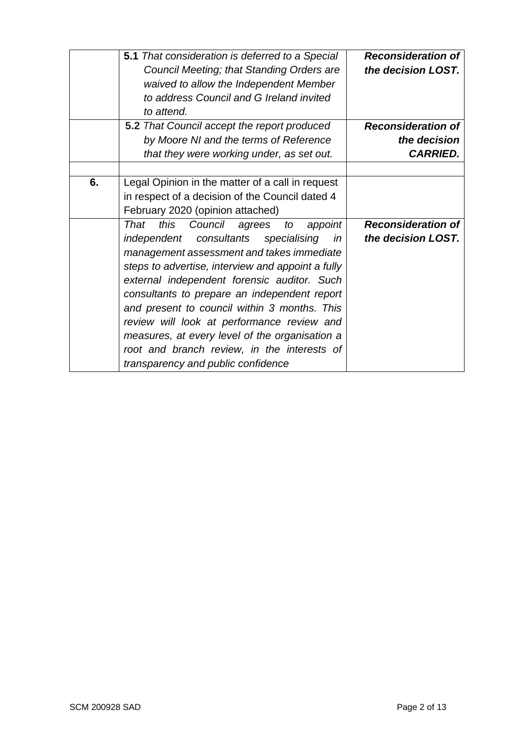| | | |
|---|---|---|
| | **5.1** *That consideration is deferred to a Special Council Meeting; that Standing Orders are waived to allow the Independent Member to address Council and G Ireland invited to attend.* | ***Reconsideration of the decision LOST.*** |
| | **5.2** *That Council accept the report produced by Moore NI and the terms of Reference that they were working under, as set out.* | ***Reconsideration of the decision CARRIED.*** |
| | | |
| **6.** | Legal Opinion in the matter of a call in request in respect of a decision of the Council dated 4 February 2020 (opinion attached) | |
| | *That this Council agrees to appoint independent consultants specialising in management assessment and takes immediate steps to advertise, interview and appoint a fully external independent forensic auditor. Such consultants to prepare an independent report and present to council within 3 months. This review will look at performance review and measures, at every level of the organisation a root and branch review, in the interests of transparency and public confidence* | ***Reconsideration of the decision LOST.*** |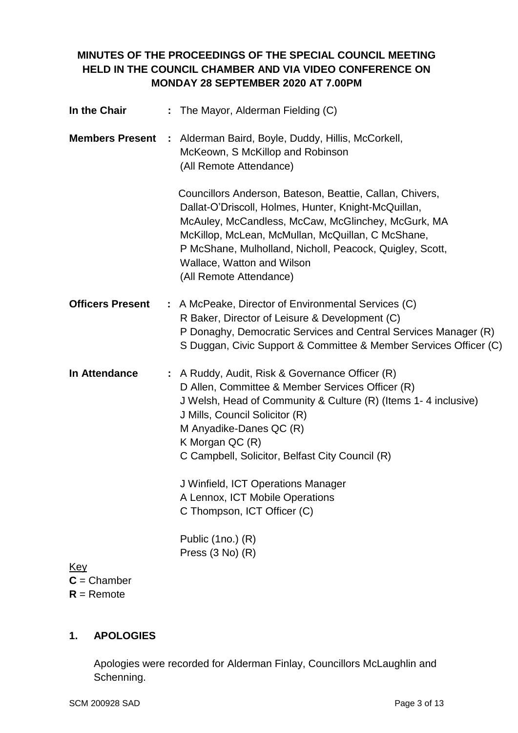**MINUTES OF THE PROCEEDINGS OF THE SPECIAL COUNCIL MEETING HELD IN THE COUNCIL CHAMBER AND VIA VIDEO CONFERENCE ON MONDAY 28 SEPTEMBER 2020 AT 7.00PM**

**In the Chair** : The Mayor, Alderman Fielding (C)

**Members Present** : Alderman Baird, Boyle, Duddy, Hillis, McCorkell, McKeown, S McKillop and Robinson (All Remote Attendance)

Councillors Anderson, Bateson, Beattie, Callan, Chivers, Dallat-O'Driscoll, Holmes, Hunter, Knight-McQuillan, McAuley, McCandless, McCaw, McGlinchey, McGurk, MA McKillop, McLean, McMullan, McQuillan, C McShane, P McShane, Mulholland, Nicholl, Peacock, Quigley, Scott, Wallace, Watton and Wilson (All Remote Attendance)

**Officers Present** : A McPeake, Director of Environmental Services (C)
R Baker, Director of Leisure & Development (C)
P Donaghy, Democratic Services and Central Services Manager (R)
S Duggan, Civic Support & Committee & Member Services Officer (C)

**In Attendance** : A Ruddy, Audit, Risk & Governance Officer (R)
D Allen, Committee & Member Services Officer (R)
J Welsh, Head of Community & Culture (R) (Items 1- 4 inclusive)
J Mills, Council Solicitor (R)
M Anyadike-Danes QC (R)
K Morgan QC (R)
C Campbell, Solicitor, Belfast City Council (R)

J Winfield, ICT Operations Manager
A Lennox, ICT Mobile Operations
C Thompson, ICT Officer (C)

Public (1no.) (R)
Press (3 No) (R)

Key
**C** = Chamber
**R** = Remote

## 1. APOLOGIES

Apologies were recorded for Alderman Finlay, Councillors McLaughlin and Schenning.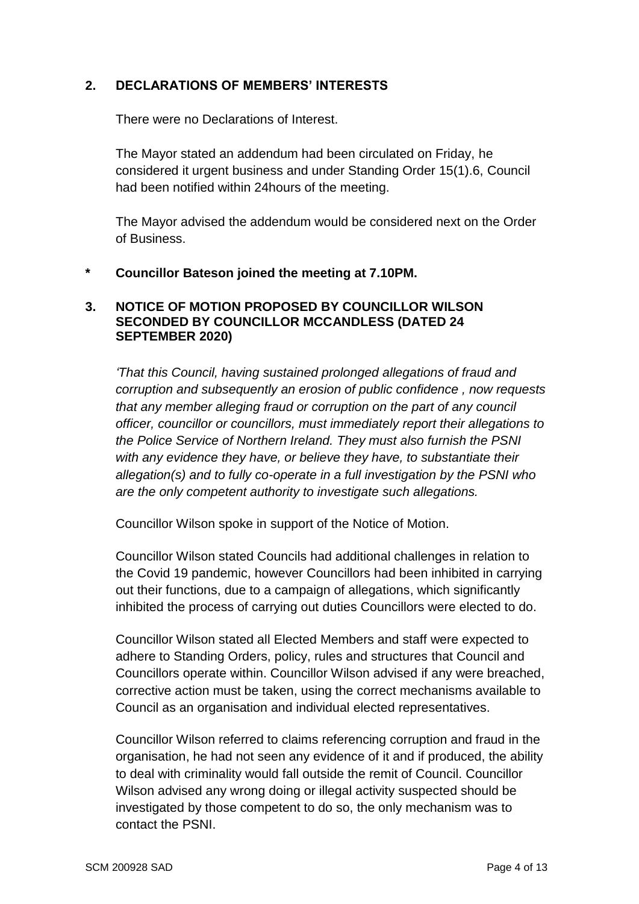## 2. DECLARATIONS OF MEMBERS' INTERESTS

There were no Declarations of Interest.

The Mayor stated an addendum had been circulated on Friday, he considered it urgent business and under Standing Order 15(1).6, Council had been notified within 24hours of the meeting.

The Mayor advised the addendum would be considered next on the Order of Business.

**\* Councillor Bateson joined the meeting at 7.10PM.**

## 3. NOTICE OF MOTION PROPOSED BY COUNCILLOR WILSON SECONDED BY COUNCILLOR MCCANDLESS (DATED 24 SEPTEMBER 2020)

*'That this Council, having sustained prolonged allegations of fraud and corruption and subsequently an erosion of public confidence , now requests that any member alleging fraud or corruption on the part of any council officer, councillor or councillors, must immediately report their allegations to the Police Service of Northern Ireland. They must also furnish the PSNI with any evidence they have, or believe they have, to substantiate their allegation(s) and to fully co-operate in a full investigation by the PSNI who are the only competent authority to investigate such allegations.*

Councillor Wilson spoke in support of the Notice of Motion.

Councillor Wilson stated Councils had additional challenges in relation to the Covid 19 pandemic, however Councillors had been inhibited in carrying out their functions, due to a campaign of allegations, which significantly inhibited the process of carrying out duties Councillors were elected to do.

Councillor Wilson stated all Elected Members and staff were expected to adhere to Standing Orders, policy, rules and structures that Council and Councillors operate within. Councillor Wilson advised if any were breached, corrective action must be taken, using the correct mechanisms available to Council as an organisation and individual elected representatives.

Councillor Wilson referred to claims referencing corruption and fraud in the organisation, he had not seen any evidence of it and if produced, the ability to deal with criminality would fall outside the remit of Council. Councillor Wilson advised any wrong doing or illegal activity suspected should be investigated by those competent to do so, the only mechanism was to contact the PSNI.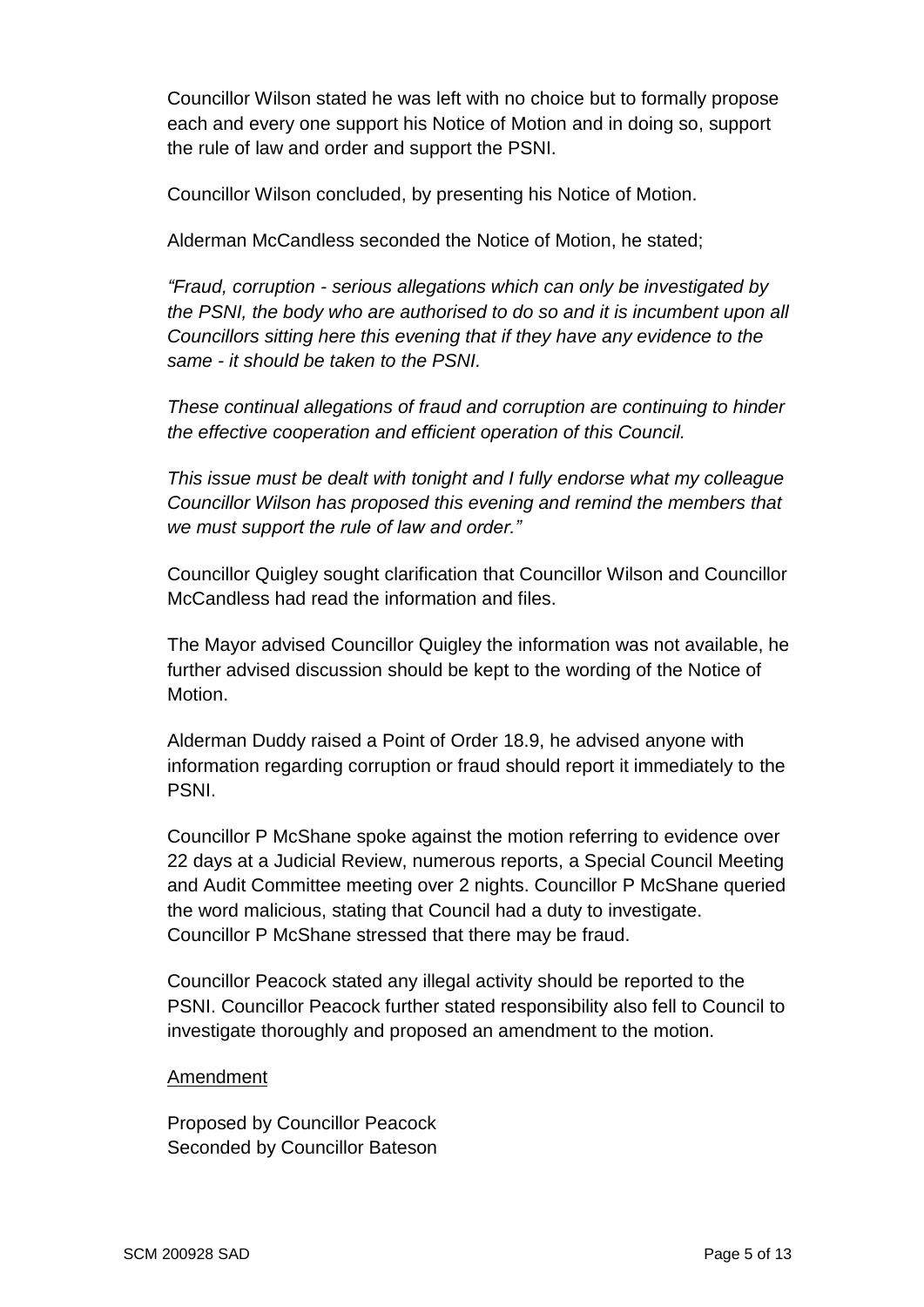Councillor Wilson stated he was left with no choice but to formally propose each and every one support his Notice of Motion and in doing so, support the rule of law and order and support the PSNI.

Councillor Wilson concluded, by presenting his Notice of Motion.

Alderman McCandless seconded the Notice of Motion, he stated;

*"Fraud, corruption - serious allegations which can only be investigated by the PSNI, the body who are authorised to do so and it is incumbent upon all Councillors sitting here this evening that if they have any evidence to the same - it should be taken to the PSNI.*

*These continual allegations of fraud and corruption are continuing to hinder the effective cooperation and efficient operation of this Council.*

*This issue must be dealt with tonight and I fully endorse what my colleague Councillor Wilson has proposed this evening and remind the members that we must support the rule of law and order."*

Councillor Quigley sought clarification that Councillor Wilson and Councillor McCandless had read the information and files.

The Mayor advised Councillor Quigley the information was not available, he further advised discussion should be kept to the wording of the Notice of Motion.

Alderman Duddy raised a Point of Order 18.9, he advised anyone with information regarding corruption or fraud should report it immediately to the PSNI.

Councillor P McShane spoke against the motion referring to evidence over 22 days at a Judicial Review, numerous reports, a Special Council Meeting and Audit Committee meeting over 2 nights. Councillor P McShane queried the word malicious, stating that Council had a duty to investigate. Councillor P McShane stressed that there may be fraud.

Councillor Peacock stated any illegal activity should be reported to the PSNI. Councillor Peacock further stated responsibility also fell to Council to investigate thoroughly and proposed an amendment to the motion.

<u>Amendment</u>

Proposed by Councillor Peacock
Seconded by Councillor Bateson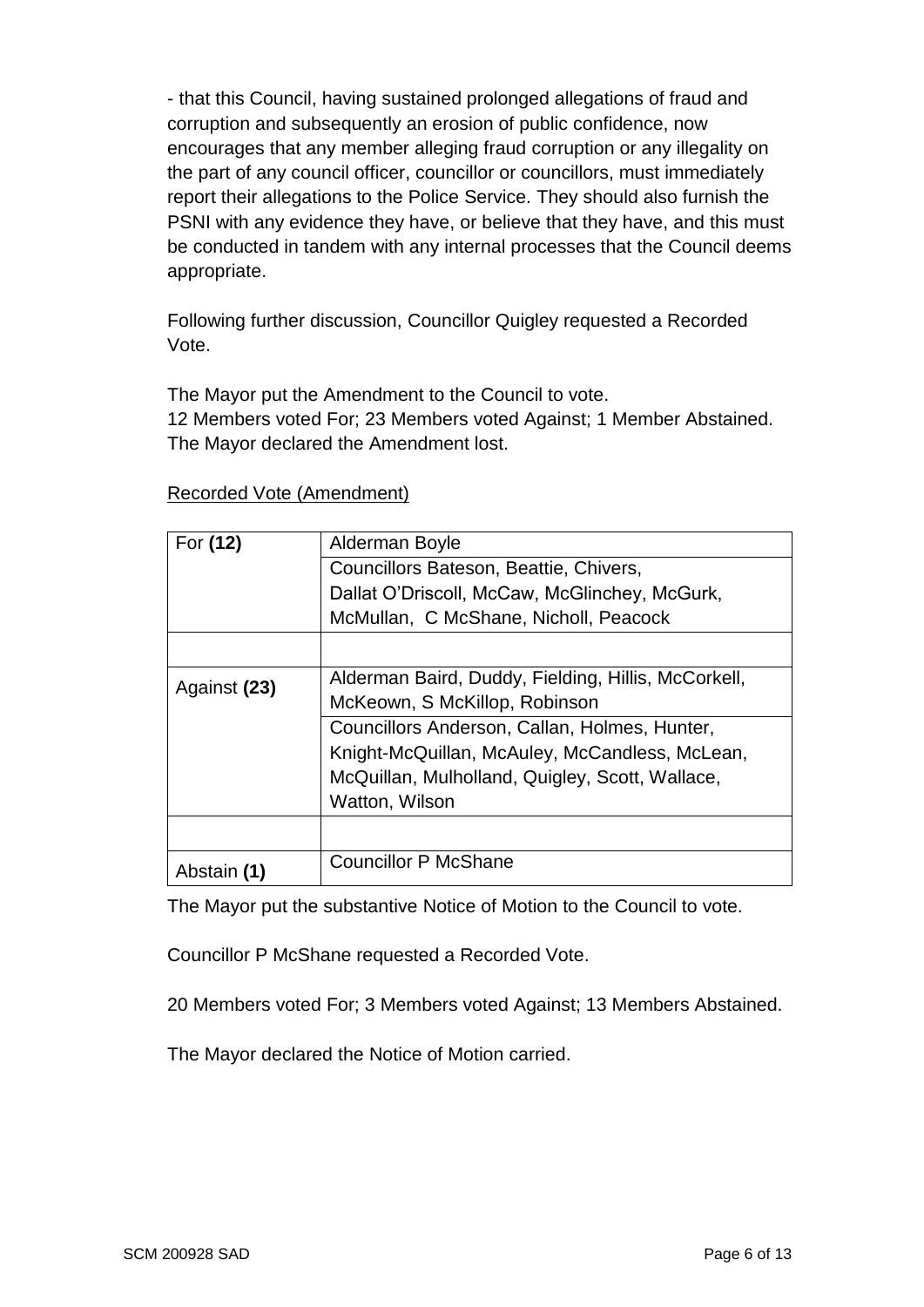- that this Council, having sustained prolonged allegations of fraud and corruption and subsequently an erosion of public confidence, now encourages that any member alleging fraud corruption or any illegality on the part of any council officer, councillor or councillors, must immediately report their allegations to the Police Service. They should also furnish the PSNI with any evidence they have, or believe that they have, and this must be conducted in tandem with any internal processes that the Council deems appropriate.

Following further discussion, Councillor Quigley requested a Recorded Vote.

The Mayor put the Amendment to the Council to vote.
12 Members voted For; 23 Members voted Against; 1 Member Abstained.
The Mayor declared the Amendment lost.

Recorded Vote (Amendment)

| | |
|---|---|
| For **(12)** | Alderman Boyle |
| | Councillors Bateson, Beattie, Chivers, Dallat O'Driscoll, McCaw, McGlinchey, McGurk, McMullan, C McShane, Nicholl, Peacock |
| | |
| Against **(23)** | Alderman Baird, Duddy, Fielding, Hillis, McCorkell, McKeown, S McKillop, Robinson |
| | Councillors Anderson, Callan, Holmes, Hunter, Knight-McQuillan, McAuley, McCandless, McLean, McQuillan, Mulholland, Quigley, Scott, Wallace, Watton, Wilson |
| | |
| Abstain **(1)** | Councillor P McShane |

The Mayor put the substantive Notice of Motion to the Council to vote.

Councillor P McShane requested a Recorded Vote.

20 Members voted For; 3 Members voted Against; 13 Members Abstained.

The Mayor declared the Notice of Motion carried.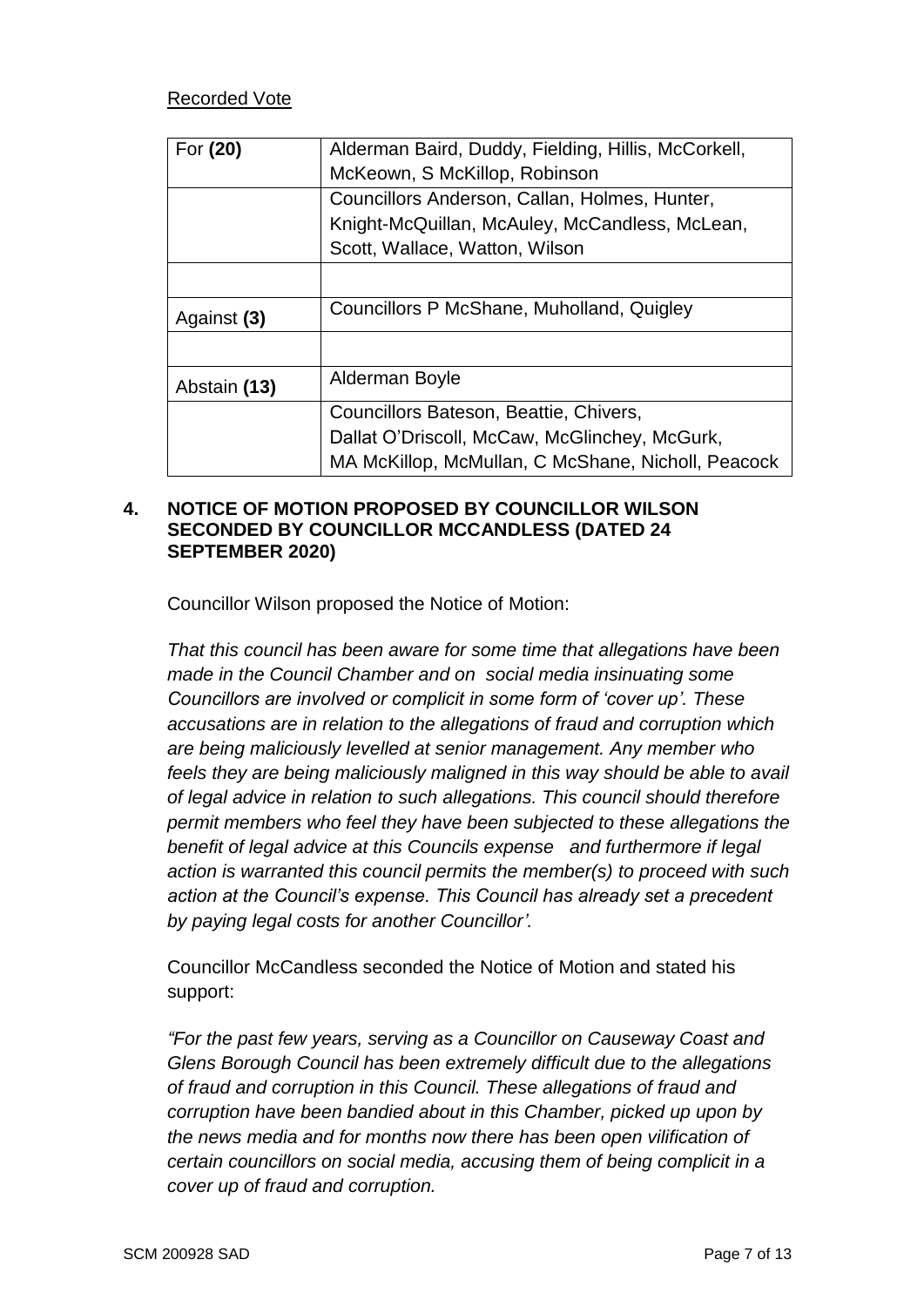Recorded Vote

| For **(20)** | Alderman Baird, Duddy, Fielding, Hillis, McCorkell, McKeown, S McKillop, Robinson |
|---|---|
| | Councillors Anderson, Callan, Holmes, Hunter, Knight-McQuillan, McAuley, McCandless, McLean, Scott, Wallace, Watton, Wilson |
| | |
| Against **(3)** | Councillors P McShane, Muholland, Quigley |
| | |
| Abstain **(13)** | Alderman Boyle |
| | Councillors Bateson, Beattie, Chivers, Dallat O'Driscoll, McCaw, McGlinchey, McGurk, MA McKillop, McMullan, C McShane, Nicholl, Peacock |

## 4. NOTICE OF MOTION PROPOSED BY COUNCILLOR WILSON SECONDED BY COUNCILLOR MCCANDLESS (DATED 24 SEPTEMBER 2020)

Councillor Wilson proposed the Notice of Motion:

*That this council has been aware for some time that allegations have been made in the Council Chamber and on social media insinuating some Councillors are involved or complicit in some form of 'cover up'. These accusations are in relation to the allegations of fraud and corruption which are being maliciously levelled at senior management. Any member who feels they are being maliciously maligned in this way should be able to avail of legal advice in relation to such allegations. This council should therefore permit members who feel they have been subjected to these allegations the benefit of legal advice at this Councils expense and furthermore if legal action is warranted this council permits the member(s) to proceed with such action at the Council's expense. This Council has already set a precedent by paying legal costs for another Councillor'.*

Councillor McCandless seconded the Notice of Motion and stated his support:

*"For the past few years, serving as a Councillor on Causeway Coast and Glens Borough Council has been extremely difficult due to the allegations of fraud and corruption in this Council. These allegations of fraud and corruption have been bandied about in this Chamber, picked up upon by the news media and for months now there has been open vilification of certain councillors on social media, accusing them of being complicit in a cover up of fraud and corruption.*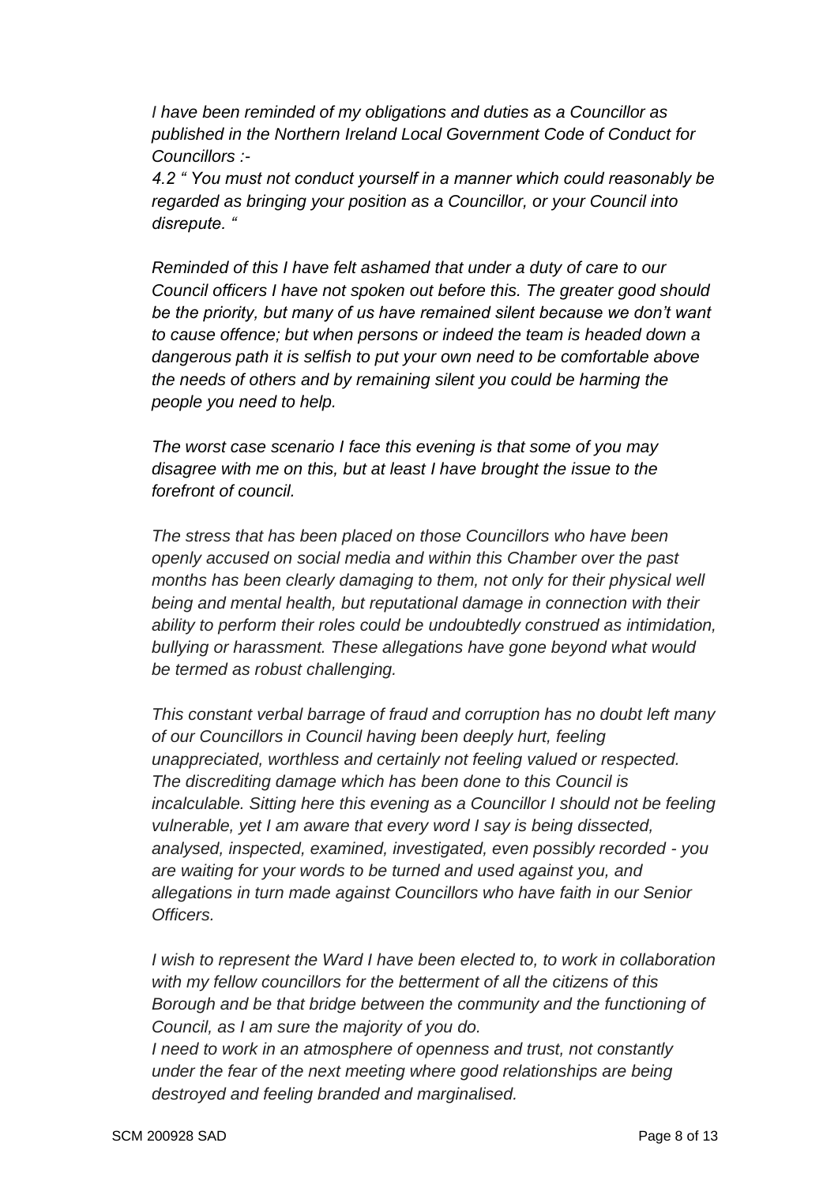*I have been reminded of my obligations and duties as a Councillor as published in the Northern Ireland Local Government Code of Conduct for Councillors :-*

*4.2 " You must not conduct yourself in a manner which could reasonably be regarded as bringing your position as a Councillor, or your Council into disrepute. "*

*Reminded of this I have felt ashamed that under a duty of care to our Council officers I have not spoken out before this. The greater good should be the priority, but many of us have remained silent because we don't want to cause offence; but when persons or indeed the team is headed down a dangerous path it is selfish to put your own need to be comfortable above the needs of others and by remaining silent you could be harming the people you need to help.*

*The worst case scenario I face this evening is that some of you may disagree with me on this, but at least I have brought the issue to the forefront of council.*

*The stress that has been placed on those Councillors who have been openly accused on social media and within this Chamber over the past months has been clearly damaging to them, not only for their physical well being and mental health, but reputational damage in connection with their ability to perform their roles could be undoubtedly construed as intimidation, bullying or harassment. These allegations have gone beyond what would be termed as robust challenging.*

*This constant verbal barrage of fraud and corruption has no doubt left many of our Councillors in Council having been deeply hurt, feeling unappreciated, worthless and certainly not feeling valued or respected. The discrediting damage which has been done to this Council is incalculable. Sitting here this evening as a Councillor I should not be feeling vulnerable, yet I am aware that every word I say is being dissected, analysed, inspected, examined, investigated, even possibly recorded - you are waiting for your words to be turned and used against you, and allegations in turn made against Councillors who have faith in our Senior Officers.*

*I wish to represent the Ward I have been elected to, to work in collaboration with my fellow councillors for the betterment of all the citizens of this Borough and be that bridge between the community and the functioning of Council, as I am sure the majority of you do.*
*I need to work in an atmosphere of openness and trust, not constantly under the fear of the next meeting where good relationships are being destroyed and feeling branded and marginalised.*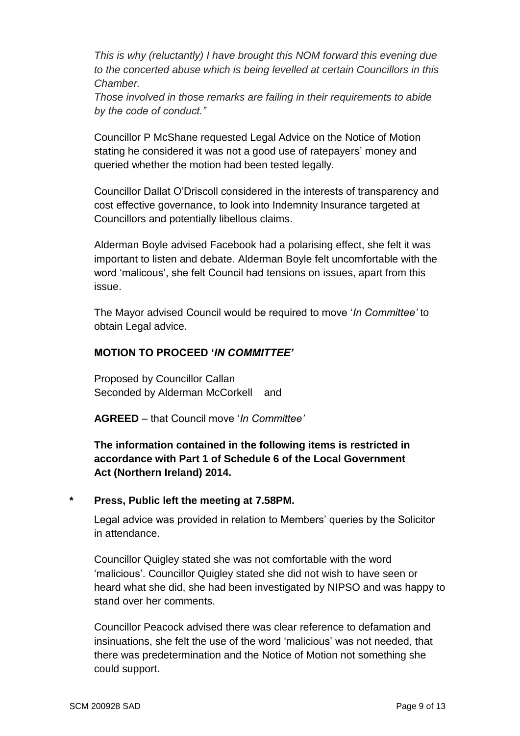*This is why (reluctantly) I have brought this NOM forward this evening due to the concerted abuse which is being levelled at certain Councillors in this Chamber.*
*Those involved in those remarks are failing in their requirements to abide by the code of conduct."*

Councillor P McShane requested Legal Advice on the Notice of Motion stating he considered it was not a good use of ratepayers' money and queried whether the motion had been tested legally.

Councillor Dallat O'Driscoll considered in the interests of transparency and cost effective governance, to look into Indemnity Insurance targeted at Councillors and potentially libellous claims.

Alderman Boyle advised Facebook had a polarising effect, she felt it was important to listen and debate. Alderman Boyle felt uncomfortable with the word 'malicous', she felt Council had tensions on issues, apart from this issue.

The Mayor advised Council would be required to move '*In Committee'* to obtain Legal advice.

**MOTION TO PROCEED '*IN COMMITTEE'***

Proposed by Councillor Callan
Seconded by Alderman McCorkell and

**AGREED** – that Council move '*In Committee'*

**The information contained in the following items is restricted in accordance with Part 1 of Schedule 6 of the Local Government Act (Northern Ireland) 2014.**

**\* Press, Public left the meeting at 7.58PM.**

Legal advice was provided in relation to Members' queries by the Solicitor in attendance.

Councillor Quigley stated she was not comfortable with the word 'malicious'. Councillor Quigley stated she did not wish to have seen or heard what she did, she had been investigated by NIPSO and was happy to stand over her comments.

Councillor Peacock advised there was clear reference to defamation and insinuations, she felt the use of the word 'malicious' was not needed, that there was predetermination and the Notice of Motion not something she could support.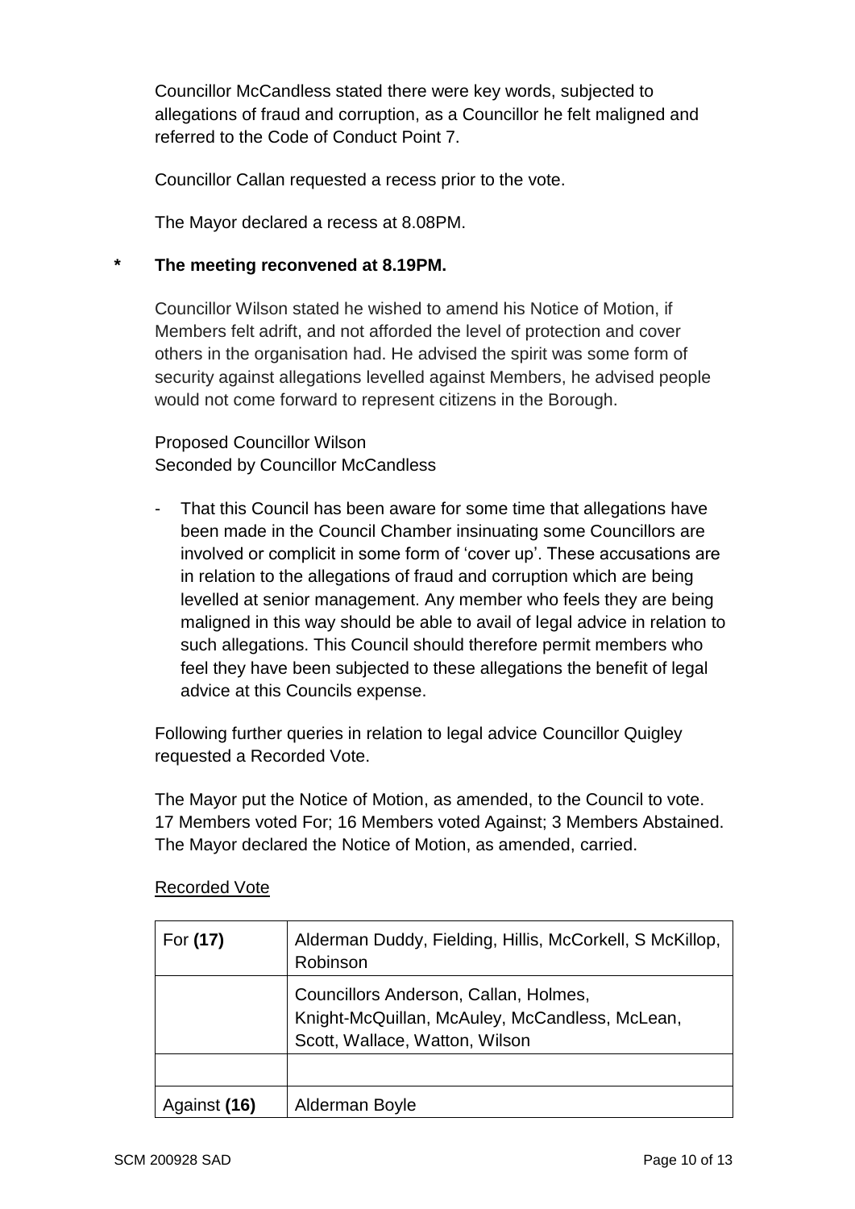Councillor McCandless stated there were key words, subjected to allegations of fraud and corruption, as a Councillor he felt maligned and referred to the Code of Conduct Point 7.

Councillor Callan requested a recess prior to the vote.

The Mayor declared a recess at 8.08PM.

**\* The meeting reconvened at 8.19PM.**

Councillor Wilson stated he wished to amend his Notice of Motion, if Members felt adrift, and not afforded the level of protection and cover others in the organisation had. He advised the spirit was some form of security against allegations levelled against Members, he advised people would not come forward to represent citizens in the Borough.

Proposed Councillor Wilson
Seconded by Councillor McCandless

- That this Council has been aware for some time that allegations have been made in the Council Chamber insinuating some Councillors are involved or complicit in some form of 'cover up'. These accusations are in relation to the allegations of fraud and corruption which are being levelled at senior management. Any member who feels they are being maligned in this way should be able to avail of legal advice in relation to such allegations. This Council should therefore permit members who feel they have been subjected to these allegations the benefit of legal advice at this Councils expense.

Following further queries in relation to legal advice Councillor Quigley requested a Recorded Vote.

The Mayor put the Notice of Motion, as amended, to the Council to vote. 17 Members voted For; 16 Members voted Against; 3 Members Abstained. The Mayor declared the Notice of Motion, as amended, carried.

Recorded Vote

| | |
|---|---|
| For **(17)** | Alderman Duddy, Fielding, Hillis, McCorkell, S McKillop, Robinson |
| | Councillors Anderson, Callan, Holmes, Knight-McQuillan, McAuley, McCandless, McLean, Scott, Wallace, Watton, Wilson |
| | |
| Against **(16)** | Alderman Boyle |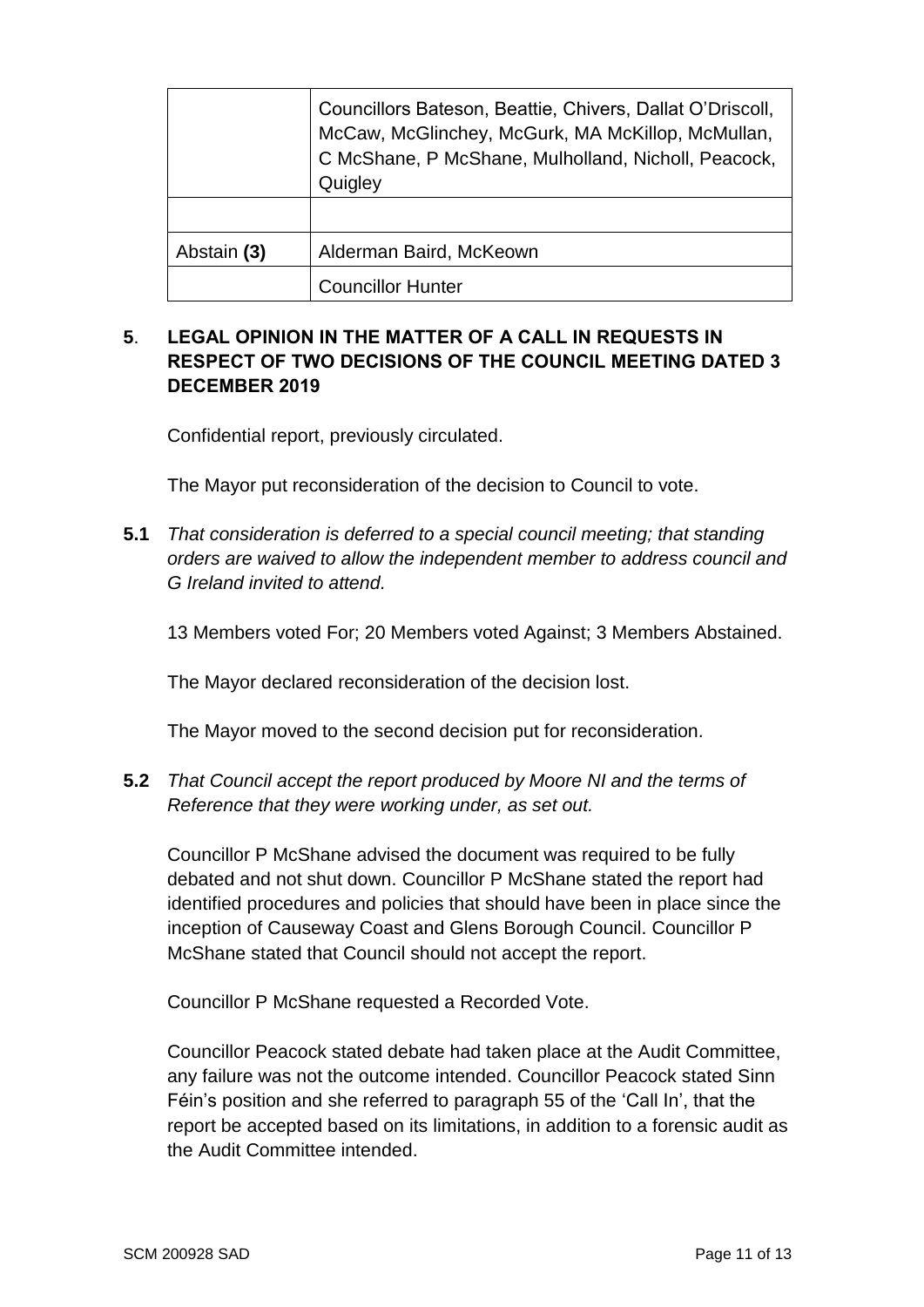| | |
|---|---|
| | Councillors Bateson, Beattie, Chivers, Dallat O'Driscoll, McCaw, McGlinchey, McGurk, MA McKillop, McMullan, C McShane, P McShane, Mulholland, Nicholl, Peacock, Quigley |
| | |
| Abstain **(3)** | Alderman Baird, McKeown |
| | Councillor Hunter |

**5**. **LEGAL OPINION IN THE MATTER OF A CALL IN REQUESTS IN RESPECT OF TWO DECISIONS OF THE COUNCIL MEETING DATED 3 DECEMBER 2019**

Confidential report, previously circulated.

The Mayor put reconsideration of the decision to Council to vote.

**5.1** *That consideration is deferred to a special council meeting; that standing orders are waived to allow the independent member to address council and G Ireland invited to attend.*

13 Members voted For; 20 Members voted Against; 3 Members Abstained.

The Mayor declared reconsideration of the decision lost.

The Mayor moved to the second decision put for reconsideration.

**5.2** *That Council accept the report produced by Moore NI and the terms of Reference that they were working under, as set out.*

Councillor P McShane advised the document was required to be fully debated and not shut down. Councillor P McShane stated the report had identified procedures and policies that should have been in place since the inception of Causeway Coast and Glens Borough Council. Councillor P McShane stated that Council should not accept the report.

Councillor P McShane requested a Recorded Vote.

Councillor Peacock stated debate had taken place at the Audit Committee, any failure was not the outcome intended. Councillor Peacock stated Sinn Féin's position and she referred to paragraph 55 of the 'Call In', that the report be accepted based on its limitations, in addition to a forensic audit as the Audit Committee intended.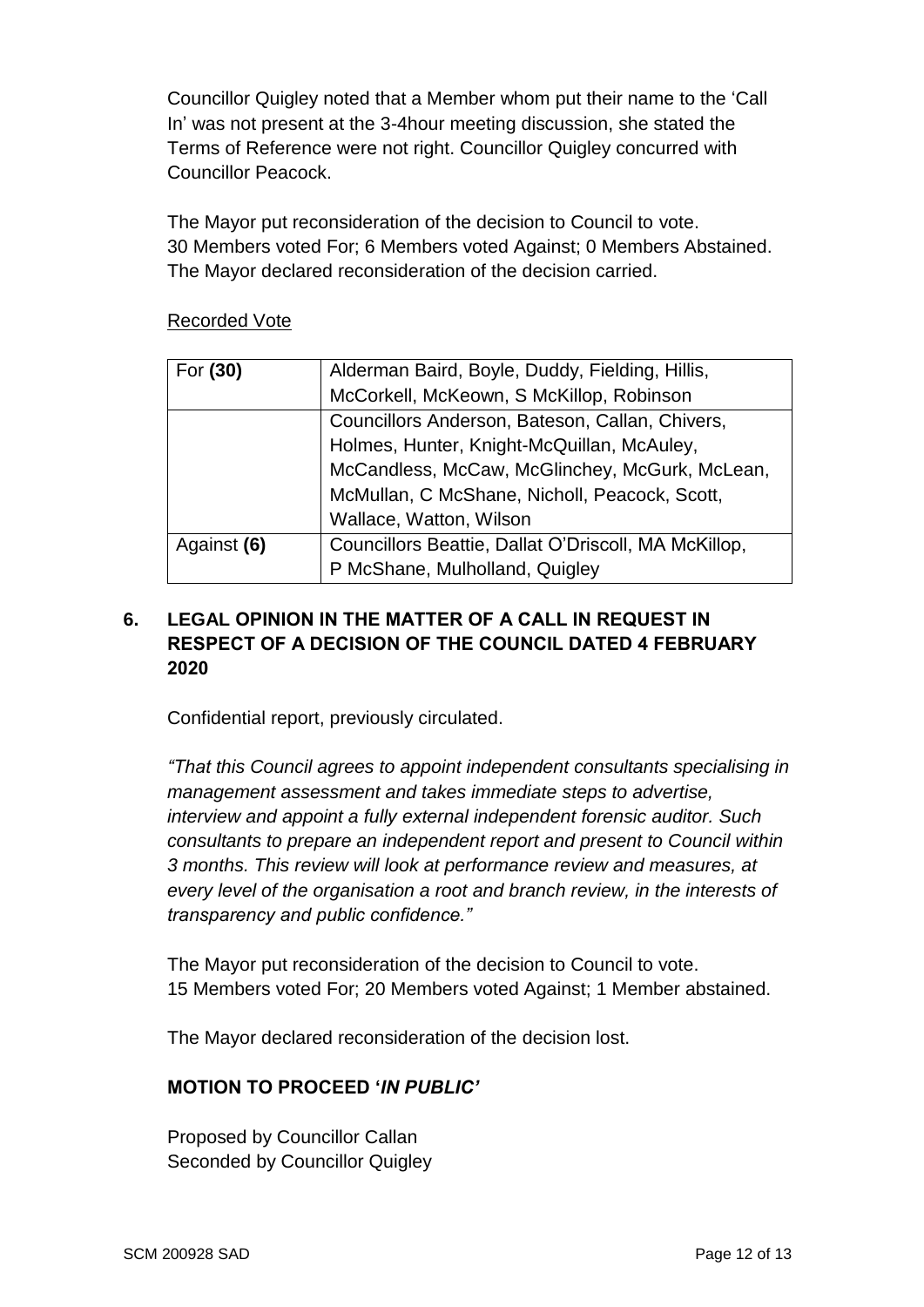Councillor Quigley noted that a Member whom put their name to the 'Call In' was not present at the 3-4hour meeting discussion, she stated the Terms of Reference were not right. Councillor Quigley concurred with Councillor Peacock.

The Mayor put reconsideration of the decision to Council to vote.
30 Members voted For; 6 Members voted Against; 0 Members Abstained.
The Mayor declared reconsideration of the decision carried.

Recorded Vote

| For **(30)** | Alderman Baird, Boyle, Duddy, Fielding, Hillis, McCorkell, McKeown, S McKillop, Robinson |
|---|---|
| | Councillors Anderson, Bateson, Callan, Chivers, Holmes, Hunter, Knight-McQuillan, McAuley, McCandless, McCaw, McGlinchey, McGurk, McLean, McMullan, C McShane, Nicholl, Peacock, Scott, Wallace, Watton, Wilson |
| Against **(6)** | Councillors Beattie, Dallat O'Driscoll, MA McKillop, P McShane, Mulholland, Quigley |

## 6. LEGAL OPINION IN THE MATTER OF A CALL IN REQUEST IN RESPECT OF A DECISION OF THE COUNCIL DATED 4 FEBRUARY 2020

Confidential report, previously circulated.

*"That this Council agrees to appoint independent consultants specialising in management assessment and takes immediate steps to advertise, interview and appoint a fully external independent forensic auditor. Such consultants to prepare an independent report and present to Council within 3 months. This review will look at performance review and measures, at every level of the organisation a root and branch review, in the interests of transparency and public confidence."*

The Mayor put reconsideration of the decision to Council to vote.
15 Members voted For; 20 Members voted Against; 1 Member abstained.

The Mayor declared reconsideration of the decision lost.

**MOTION TO PROCEED '*IN PUBLIC*'**

Proposed by Councillor Callan
Seconded by Councillor Quigley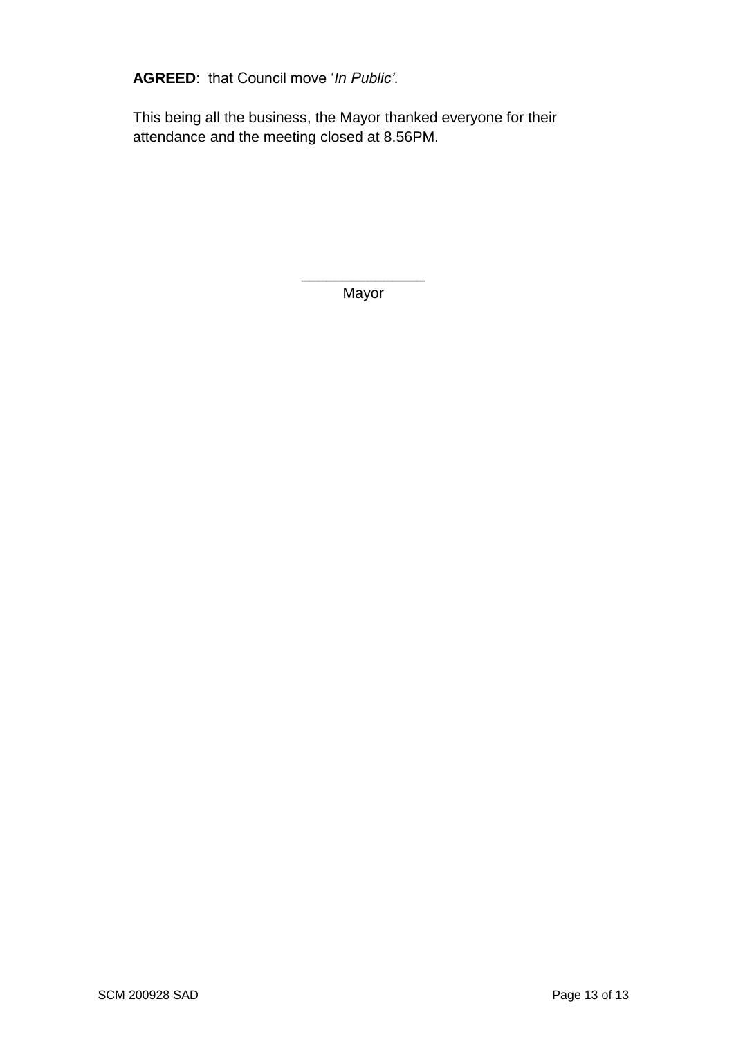**AGREED**: that Council move '*In Public'*.

This being all the business, the Mayor thanked everyone for their attendance and the meeting closed at 8.56PM.

_______________
Mayor